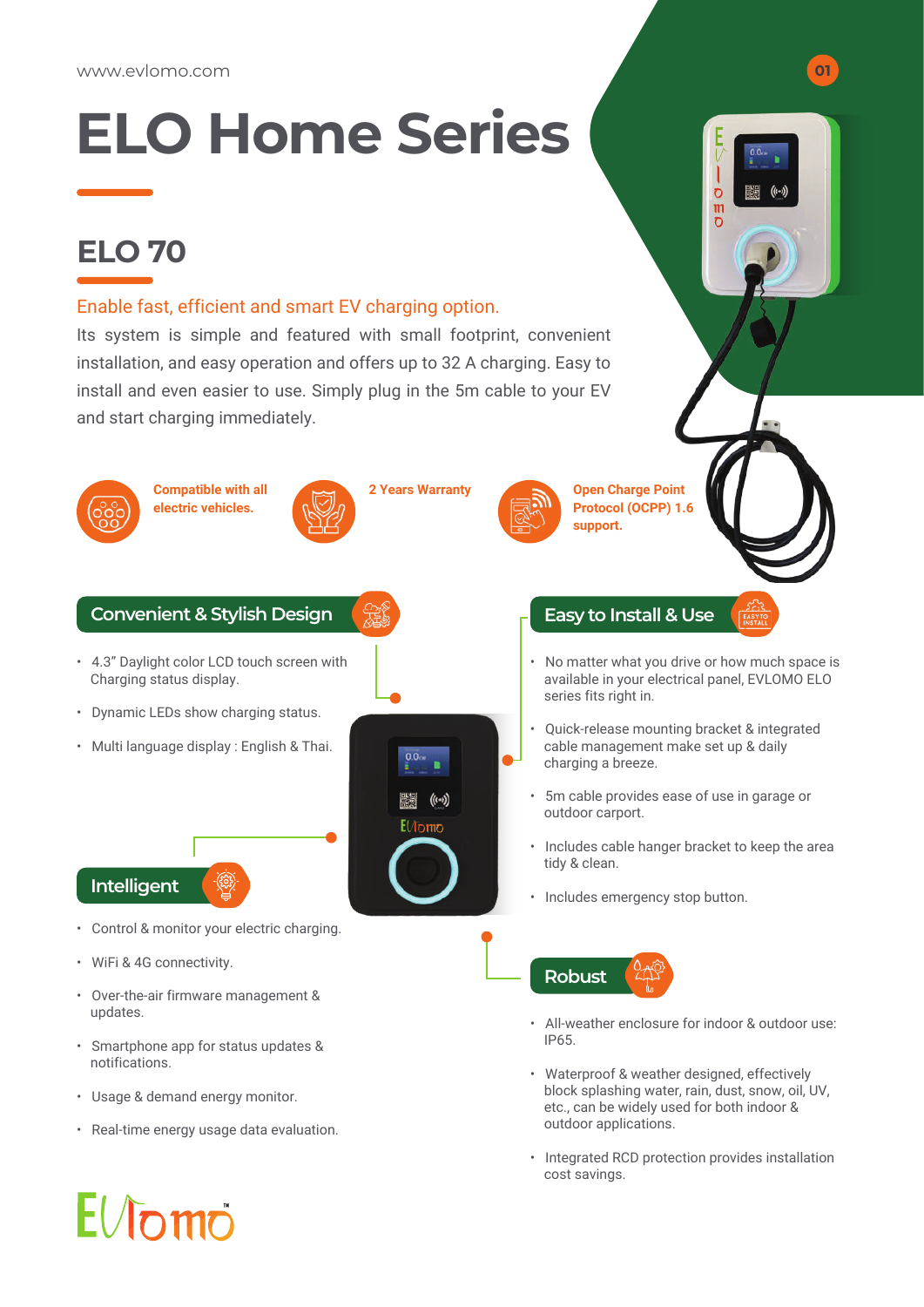www.evlomo.com

# ELO Home Series

## ELO 70

Enable fast, efficient and smart EV charging option.

Its system is simple and featured with small footprint, convenient installation, and easy operation and offers up to 32 A charging. Easy to install and even easier to use. Simply plug in the 5m cable to your EV and start charging immediately.

**Compatible with all electric vehicles.**

**2 Years Warranty**

**Open Charge Point Protocol (OCPP) 1.6 support.**

### Convenient & Stylish Design

- 4.3" Daylight color LCD touch screen with Charging status display.
- Dynamic LEDs show charging status.
- Multi language display : English & Thai.

### Intelligent

- Control & monitor your electric charging.
- WiFi & 4G connectivity.
- Over-the-air firmware management & updates.
- Smartphone app for status updates & notifications.
- Usage & demand energy monitor.
- Real-time energy usage data evaluation.

### Easy to Install & Use

- No matter what you drive or how much space is available in your electrical panel, EVLOMO ELO series fits right in.
- Quick-release mounting bracket & integrated cable management make set up & daily charging a breeze.
- 5m cable provides ease of use in garage or outdoor carport.
- Includes cable hanger bracket to keep the area tidy & clean.
- Includes emergency stop button.

### Robust

- All-weather enclosure for indoor & outdoor use: IP65.
- Waterproof & weather designed, effectively block splashing water, rain, dust, snow, oil, UV, etc., can be widely used for both indoor & outdoor applications.
- Integrated RCD protection provides installation cost savings.

EVlomo™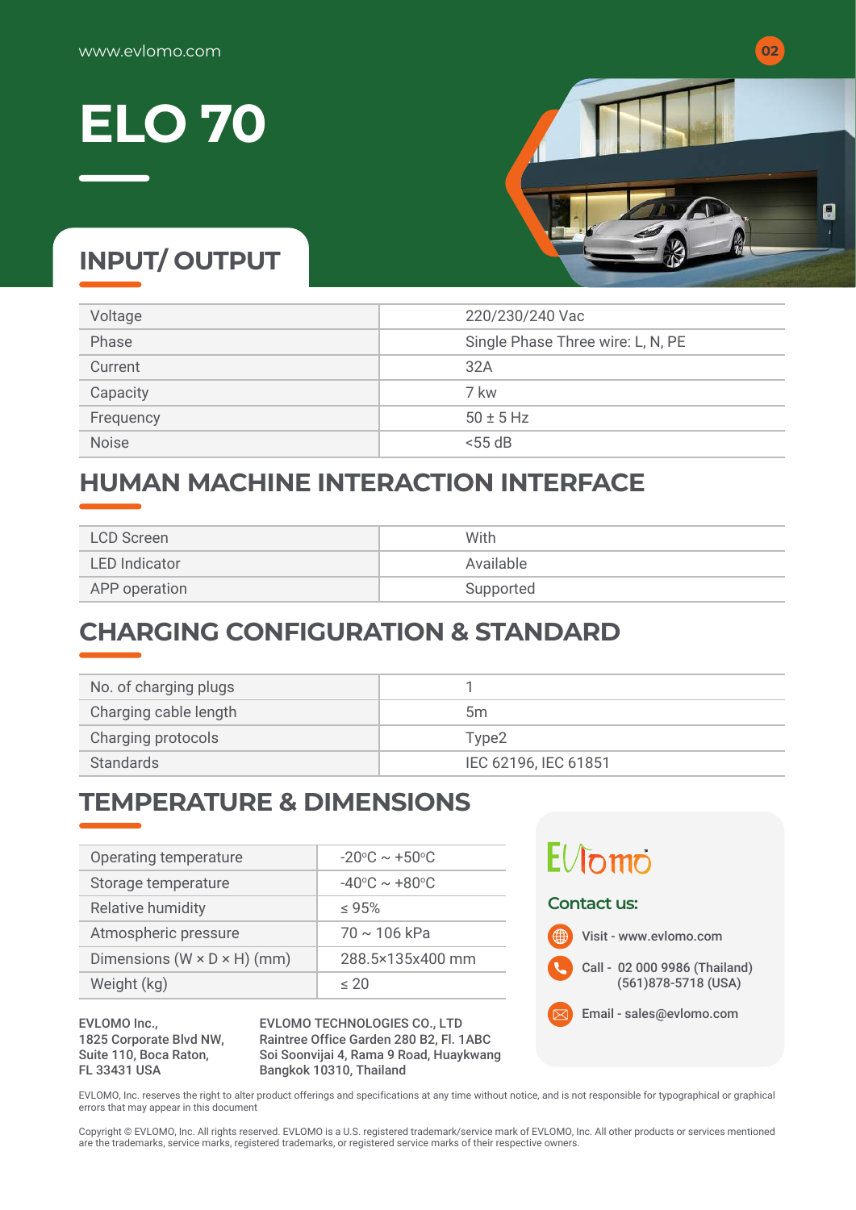# ELO 70

## INPUT/ OUTPUT

| | |
|---|---|
| Voltage | 220/230/240 Vac |
| Phase | Single Phase Three wire: L, N, PE |
| Current | 32A |
| Capacity | 7 kw |
| Frequency | 50 ± 5 Hz |
| Noise | <55 dB |

## HUMAN MACHINE INTERACTION INTERFACE

| | |
|---|---|
| LCD Screen | With |
| LED Indicator | Available |
| APP operation | Supported |

## CHARGING CONFIGURATION & STANDARD

| | |
|---|---|
| No. of charging plugs | 1 |
| Charging cable length | 5m |
| Charging protocols | Type2 |
| Standards | IEC 62196, IEC 61851 |

## TEMPERATURE & DIMENSIONS

| | |
|---|---|
| Operating temperature | -20°C ~ +50°C |
| Storage temperature | -40°C ~ +80°C |
| Relative humidity | ≤ 95% |
| Atmospheric pressure | 70 ~ 106 kPa |
| Dimensions (W × D × H) (mm) | 288.5×135x400 mm |
| Weight (kg) | ≤ 20 |

EVlomo

**Contact us:**

Visit - www.evlomo.com

Call - 02 000 9986 (Thailand)
(561)878-5718 (USA)

Email - sales@evlomo.com

**EVLOMO Inc.,**
**1825 Corporate Blvd NW,**
**Suite 110, Boca Raton,**
**FL 33431 USA**

**EVLOMO TECHNOLOGIES CO., LTD**
**Raintree Office Garden 280 B2, Fl. 1ABC**
**Soi Soonvijai 4, Rama 9 Road, Huaykwang**
**Bangkok 10310, Thailand**

EVLOMO, Inc. reserves the right to alter product offerings and specifications at any time without notice, and is not responsible for typographical or graphical errors that may appear in this document

Copyright © EVLOMO, Inc. All rights reserved. EVLOMO is a U.S. registered trademark/service mark of EVLOMO, Inc. All other products or services mentioned are the trademarks, service marks, registered trademarks, or registered service marks of their respective owners.